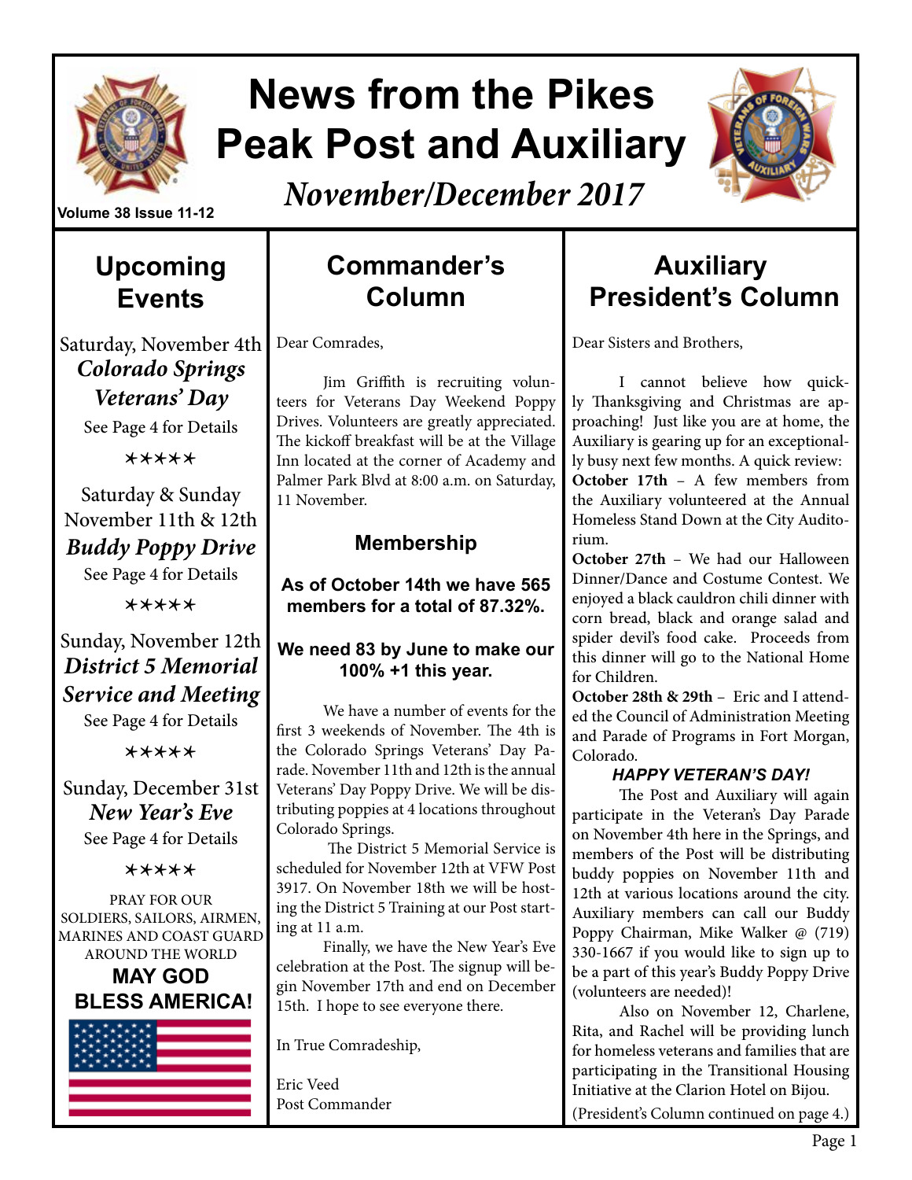# News from the Pikes Peak Post and Auxiliary

*November/December 2017*

Volume 38 Issue 11-12

## Upcoming Events

Saturday, November 4th
***Colorado Springs Veterans' Day***
See Page 4 for Details

✶✶✶✶✶

Saturday & Sunday November 11th & 12th
***Buddy Poppy Drive***
See Page 4 for Details

✶✶✶✶✶

Sunday, November 12th
***District 5 Memorial Service and Meeting***
See Page 4 for Details

✶✶✶✶✶

Sunday, December 31st
***New Year's Eve***
See Page 4 for Details

✶✶✶✶✶

PRAY FOR OUR SOLDIERS, SAILORS, AIRMEN, MARINES AND COAST GUARD AROUND THE WORLD

**MAY GOD BLESS AMERICA!**

## Commander's Column

Dear Comrades,

Jim Griffith is recruiting volunteers for Veterans Day Weekend Poppy Drives. Volunteers are greatly appreciated. The kickoff breakfast will be at the Village Inn located at the corner of Academy and Palmer Park Blvd at 8:00 a.m. on Saturday, 11 November.

### Membership

**As of October 14th we have 565 members for a total of 87.32%.**

**We need 83 by June to make our 100% +1 this year.**

We have a number of events for the first 3 weekends of November. The 4th is the Colorado Springs Veterans' Day Parade. November 11th and 12th is the annual Veterans' Day Poppy Drive. We will be distributing poppies at 4 locations throughout Colorado Springs.

The District 5 Memorial Service is scheduled for November 12th at VFW Post 3917. On November 18th we will be hosting the District 5 Training at our Post starting at 11 a.m.

Finally, we have the New Year's Eve celebration at the Post. The signup will begin November 17th and end on December 15th. I hope to see everyone there.

In True Comradeship,

Eric Veed
Post Commander

## Auxiliary President's Column

Dear Sisters and Brothers,

I cannot believe how quickly Thanksgiving and Christmas are approaching! Just like you are at home, the Auxiliary is gearing up for an exceptionally busy next few months. A quick review:

**October 17th** – A few members from the Auxiliary volunteered at the Annual Homeless Stand Down at the City Auditorium.

**October 27th** – We had our Halloween Dinner/Dance and Costume Contest. We enjoyed a black cauldron chili dinner with corn bread, black and orange salad and spider devil's food cake. Proceeds from this dinner will go to the National Home for Children.

**October 28th & 29th** – Eric and I attended the Council of Administration Meeting and Parade of Programs in Fort Morgan, Colorado.

***HAPPY VETERAN'S DAY!***

The Post and Auxiliary will again participate in the Veteran's Day Parade on November 4th here in the Springs, and members of the Post will be distributing buddy poppies on November 11th and 12th at various locations around the city. Auxiliary members can call our Buddy Poppy Chairman, Mike Walker @ (719) 330-1667 if you would like to sign up to be a part of this year's Buddy Poppy Drive (volunteers are needed)!

Also on November 12, Charlene, Rita, and Rachel will be providing lunch for homeless veterans and families that are participating in the Transitional Housing Initiative at the Clarion Hotel on Bijou.

(President's Column continued on page 4.)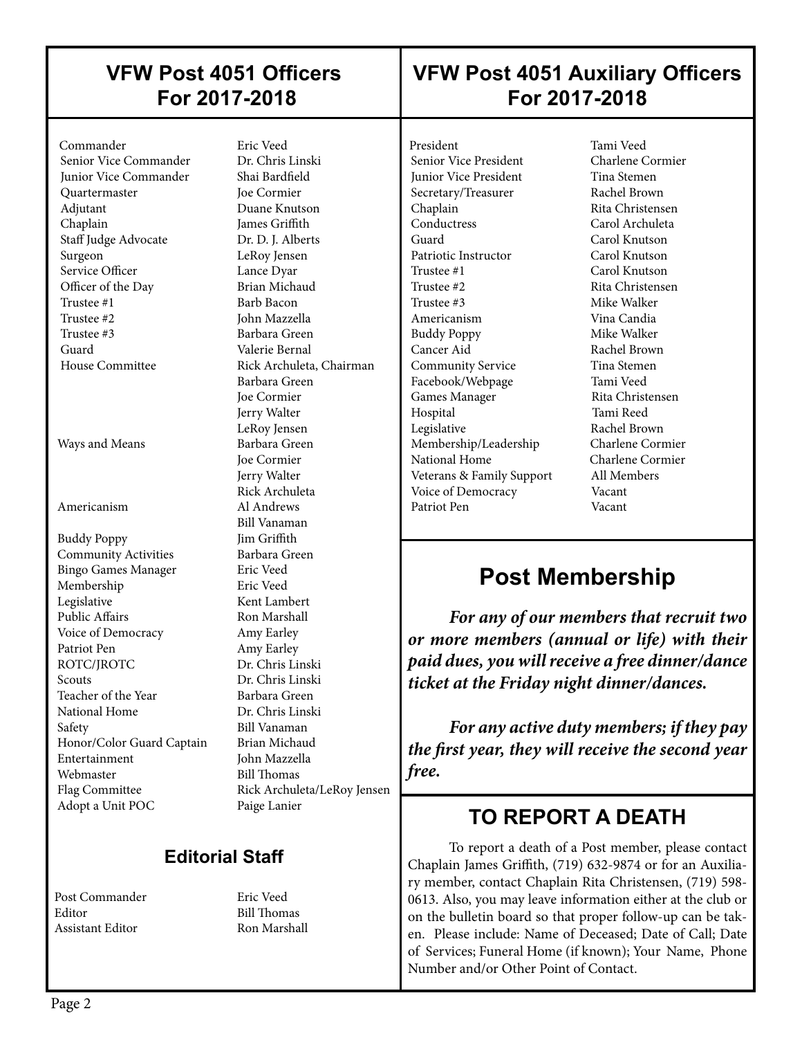## VFW Post 4051 Officers For 2017-2018

| Position | Name |
|---|---|
| Commander | Eric Veed |
| Senior Vice Commander | Dr. Chris Linski |
| Junior Vice Commander | Shai Bardfield |
| Quartermaster | Joe Cormier |
| Adjutant | Duane Knutson |
| Chaplain | James Griffith |
| Staff Judge Advocate | Dr. D. J. Alberts |
| Surgeon | LeRoy Jensen |
| Service Officer | Lance Dyar |
| Officer of the Day | Brian Michaud |
| Trustee #1 | Barb Bacon |
| Trustee #2 | John Mazzella |
| Trustee #3 | Barbara Green |
| Guard | Valerie Bernal |
| House Committee | Rick Archuleta, Chairman |
| | Barbara Green |
| | Joe Cormier |
| | Jerry Walter |
| | LeRoy Jensen |
| Ways and Means | Barbara Green |
| | Joe Cormier |
| | Jerry Walter |
| | Rick Archuleta |
| Americanism | Al Andrews |
| | Bill Vanaman |
| Buddy Poppy | Jim Griffith |
| Community Activities | Barbara Green |
| Bingo Games Manager | Eric Veed |
| Membership | Eric Veed |
| Legislative | Kent Lambert |
| Public Affairs | Ron Marshall |
| Voice of Democracy | Amy Earley |
| Patriot Pen | Amy Earley |
| ROTC/JROTC | Dr. Chris Linski |
| Scouts | Dr. Chris Linski |
| Teacher of the Year | Barbara Green |
| National Home | Dr. Chris Linski |
| Safety | Bill Vanaman |
| Honor/Color Guard Captain | Brian Michaud |
| Entertainment | John Mazzella |
| Webmaster | Bill Thomas |
| Flag Committee | Rick Archuleta/LeRoy Jensen |
| Adopt a Unit POC | Paige Lanier |

### Editorial Staff

| Position | Name |
|---|---|
| Post Commander | Eric Veed |
| Editor | Bill Thomas |
| Assistant Editor | Ron Marshall |

## VFW Post 4051 Auxiliary Officers For 2017-2018

| Position | Name |
|---|---|
| President | Tami Veed |
| Senior Vice President | Charlene Cormier |
| Junior Vice President | Tina Stemen |
| Secretary/Treasurer | Rachel Brown |
| Chaplain | Rita Christensen |
| Conductress | Carol Archuleta |
| Guard | Carol Knutson |
| Patriotic Instructor | Carol Knutson |
| Trustee #1 | Carol Knutson |
| Trustee #2 | Rita Christensen |
| Trustee #3 | Mike Walker |
| Americanism | Vina Candia |
| Buddy Poppy | Mike Walker |
| Cancer Aid | Rachel Brown |
| Community Service | Tina Stemen |
| Facebook/Webpage | Tami Veed |
| Games Manager | Rita Christensen |
| Hospital | Tami Reed |
| Legislative | Rachel Brown |
| Membership/Leadership | Charlene Cormier |
| National Home | Charlene Cormier |
| Veterans & Family Support | All Members |
| Voice of Democracy | Vacant |
| Patriot Pen | Vacant |

## Post Membership

***For any of our members that recruit two or more members (annual or life) with their paid dues, you will receive a free dinner/dance ticket at the Friday night dinner/dances.***

***For any active duty members; if they pay the first year, they will receive the second year free.***

## TO REPORT A DEATH

To report a death of a Post member, please contact Chaplain James Griffith, (719) 632-9874 or for an Auxiliary member, contact Chaplain Rita Christensen, (719) 598-0613. Also, you may leave information either at the club or on the bulletin board so that proper follow-up can be taken. Please include: Name of Deceased; Date of Call; Date of Services; Funeral Home (if known); Your Name, Phone Number and/or Other Point of Contact.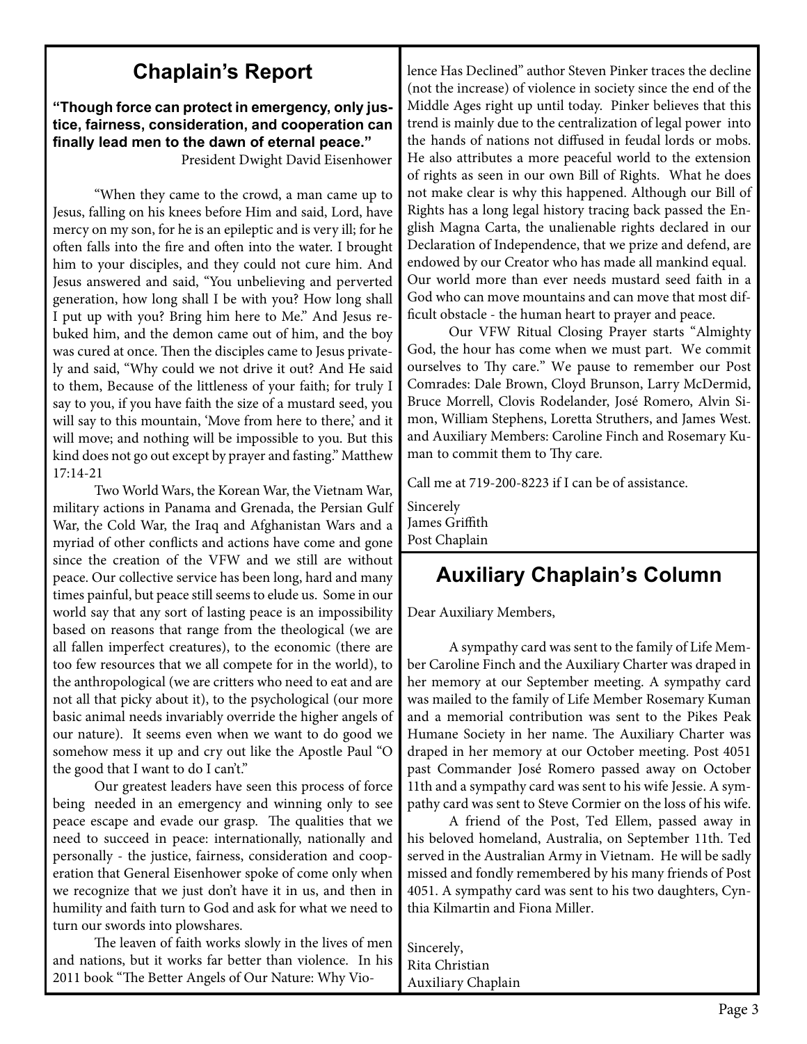## Chaplain's Report

**"Though force can protect in emergency, only justice, fairness, consideration, and cooperation can finally lead men to the dawn of eternal peace."**

President Dwight David Eisenhower

"When they came to the crowd, a man came up to Jesus, falling on his knees before Him and said, Lord, have mercy on my son, for he is an epileptic and is very ill; for he often falls into the fire and often into the water. I brought him to your disciples, and they could not cure him. And Jesus answered and said, "You unbelieving and perverted generation, how long shall I be with you? How long shall I put up with you? Bring him here to Me." And Jesus rebuked him, and the demon came out of him, and the boy was cured at once. Then the disciples came to Jesus privately and said, "Why could we not drive it out? And He said to them, Because of the littleness of your faith; for truly I say to you, if you have faith the size of a mustard seed, you will say to this mountain, 'Move from here to there,' and it will move; and nothing will be impossible to you. But this kind does not go out except by prayer and fasting." Matthew 17:14-21

Two World Wars, the Korean War, the Vietnam War, military actions in Panama and Grenada, the Persian Gulf War, the Cold War, the Iraq and Afghanistan Wars and a myriad of other conflicts and actions have come and gone since the creation of the VFW and we still are without peace. Our collective service has been long, hard and many times painful, but peace still seems to elude us. Some in our world say that any sort of lasting peace is an impossibility based on reasons that range from the theological (we are all fallen imperfect creatures), to the economic (there are too few resources that we all compete for in the world), to the anthropological (we are critters who need to eat and are not all that picky about it), to the psychological (our more basic animal needs invariably override the higher angels of our nature). It seems even when we want to do good we somehow mess it up and cry out like the Apostle Paul "O the good that I want to do I can't."

Our greatest leaders have seen this process of force being needed in an emergency and winning only to see peace escape and evade our grasp. The qualities that we need to succeed in peace: internationally, nationally and personally - the justice, fairness, consideration and cooperation that General Eisenhower spoke of come only when we recognize that we just don't have it in us, and then in humility and faith turn to God and ask for what we need to turn our swords into plowshares.

The leaven of faith works slowly in the lives of men and nations, but it works far better than violence. In his 2011 book "The Better Angels of Our Nature: Why Violence Has Declined" author Steven Pinker traces the decline (not the increase) of violence in society since the end of the Middle Ages right up until today. Pinker believes that this trend is mainly due to the centralization of legal power into the hands of nations not diffused in feudal lords or mobs. He also attributes a more peaceful world to the extension of rights as seen in our own Bill of Rights. What he does not make clear is why this happened. Although our Bill of Rights has a long legal history tracing back passed the English Magna Carta, the unalienable rights declared in our Declaration of Independence, that we prize and defend, are endowed by our Creator who has made all mankind equal. Our world more than ever needs mustard seed faith in a God who can move mountains and can move that most difficult obstacle - the human heart to prayer and peace.

Our VFW Ritual Closing Prayer starts "Almighty God, the hour has come when we must part. We commit ourselves to Thy care." We pause to remember our Post Comrades: Dale Brown, Cloyd Brunson, Larry McDermid, Bruce Morrell, Clovis Rodelander, José Romero, Alvin Simon, William Stephens, Loretta Struthers, and James West. and Auxiliary Members: Caroline Finch and Rosemary Kuman to commit them to Thy care.

Call me at 719-200-8223 if I can be of assistance.

Sincerely  
James Griffith  
Post Chaplain

## Auxiliary Chaplain's Column

Dear Auxiliary Members,

A sympathy card was sent to the family of Life Member Caroline Finch and the Auxiliary Charter was draped in her memory at our September meeting. A sympathy card was mailed to the family of Life Member Rosemary Kuman and a memorial contribution was sent to the Pikes Peak Humane Society in her name. The Auxiliary Charter was draped in her memory at our October meeting. Post 4051 past Commander José Romero passed away on October 11th and a sympathy card was sent to his wife Jessie. A sympathy card was sent to Steve Cormier on the loss of his wife.

A friend of the Post, Ted Ellem, passed away in his beloved homeland, Australia, on September 11th. Ted served in the Australian Army in Vietnam. He will be sadly missed and fondly remembered by his many friends of Post 4051. A sympathy card was sent to his two daughters, Cynthia Kilmartin and Fiona Miller.

Sincerely,  
Rita Christian  
Auxiliary Chaplain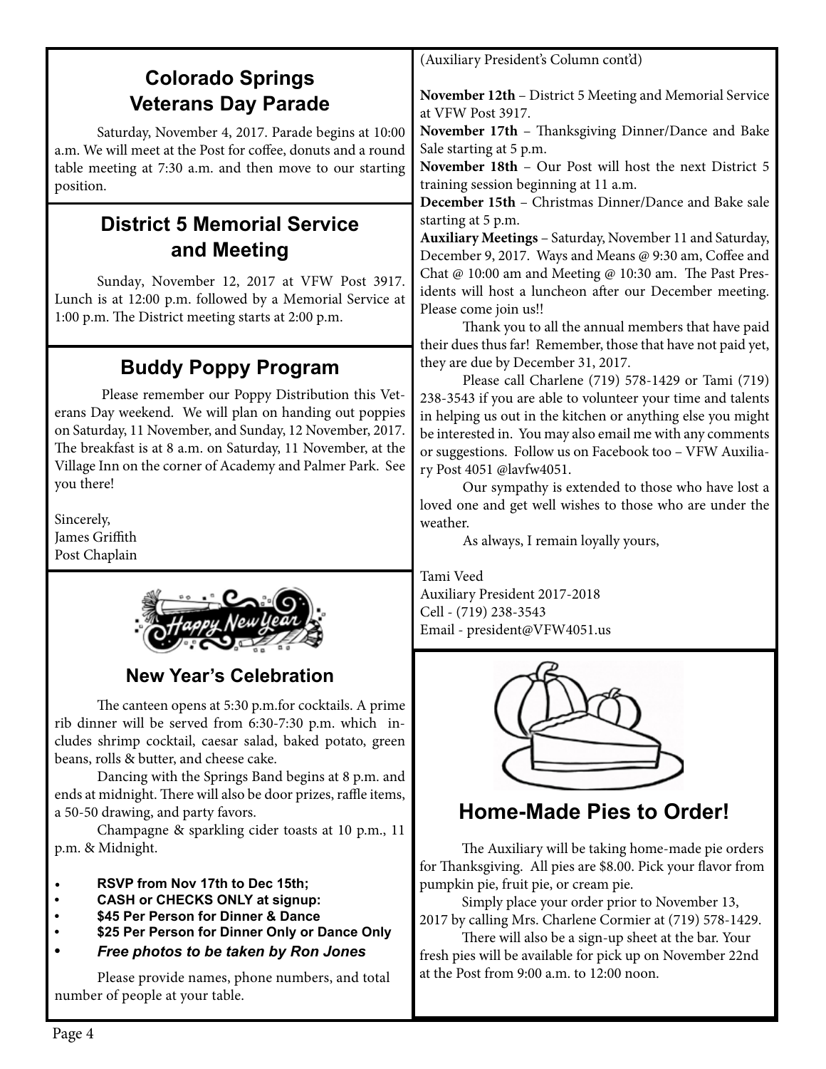## Colorado Springs Veterans Day Parade

Saturday, November 4, 2017. Parade begins at 10:00 a.m. We will meet at the Post for coffee, donuts and a round table meeting at 7:30 a.m. and then move to our starting position.

## District 5 Memorial Service and Meeting

Sunday, November 12, 2017 at VFW Post 3917. Lunch is at 12:00 p.m. followed by a Memorial Service at 1:00 p.m. The District meeting starts at 2:00 p.m.

## Buddy Poppy Program

Please remember our Poppy Distribution this Veterans Day weekend. We will plan on handing out poppies on Saturday, 11 November, and Sunday, 12 November, 2017. The breakfast is at 8 a.m. on Saturday, 11 November, at the Village Inn on the corner of Academy and Palmer Park. See you there!

Sincerely,
James Griffith
Post Chaplain

## New Year's Celebration

The canteen opens at 5:30 p.m.for cocktails. A prime rib dinner will be served from 6:30-7:30 p.m. which includes shrimp cocktail, caesar salad, baked potato, green beans, rolls & butter, and cheese cake.

Dancing with the Springs Band begins at 8 p.m. and ends at midnight. There will also be door prizes, raffle items, a 50-50 drawing, and party favors.

Champagne & sparkling cider toasts at 10 p.m., 11 p.m. & Midnight.

- **RSVP from Nov 17th to Dec 15th;**
- **CASH or CHECKS ONLY at signup:**
- **$45 Per Person for Dinner & Dance**
- **$25 Per Person for Dinner Only or Dance Only**
- ***Free photos to be taken by Ron Jones***

Please provide names, phone numbers, and total number of people at your table.

(Auxiliary President's Column cont'd)

**November 12th** – District 5 Meeting and Memorial Service at VFW Post 3917.
**November 17th** – Thanksgiving Dinner/Dance and Bake Sale starting at 5 p.m.
**November 18th** – Our Post will host the next District 5 training session beginning at 11 a.m.
**December 15th** – Christmas Dinner/Dance and Bake sale starting at 5 p.m.
**Auxiliary Meetings** – Saturday, November 11 and Saturday, December 9, 2017. Ways and Means @ 9:30 am, Coffee and Chat @ 10:00 am and Meeting @ 10:30 am. The Past Presidents will host a luncheon after our December meeting. Please come join us!!

Thank you to all the annual members that have paid their dues thus far! Remember, those that have not paid yet, they are due by December 31, 2017.

Please call Charlene (719) 578-1429 or Tami (719) 238-3543 if you are able to volunteer your time and talents in helping us out in the kitchen or anything else you might be interested in. You may also email me with any comments or suggestions. Follow us on Facebook too – VFW Auxiliary Post 4051 @lavfw4051.

Our sympathy is extended to those who have lost a loved one and get well wishes to those who are under the weather.

As always, I remain loyally yours,

Tami Veed
Auxiliary President 2017-2018
Cell - (719) 238-3543
Email - president@VFW4051.us

## Home-Made Pies to Order!

The Auxiliary will be taking home-made pie orders for Thanksgiving. All pies are $8.00. Pick your flavor from pumpkin pie, fruit pie, or cream pie.

Simply place your order prior to November 13, 2017 by calling Mrs. Charlene Cormier at (719) 578-1429.

There will also be a sign-up sheet at the bar. Your fresh pies will be available for pick up on November 22nd at the Post from 9:00 a.m. to 12:00 noon.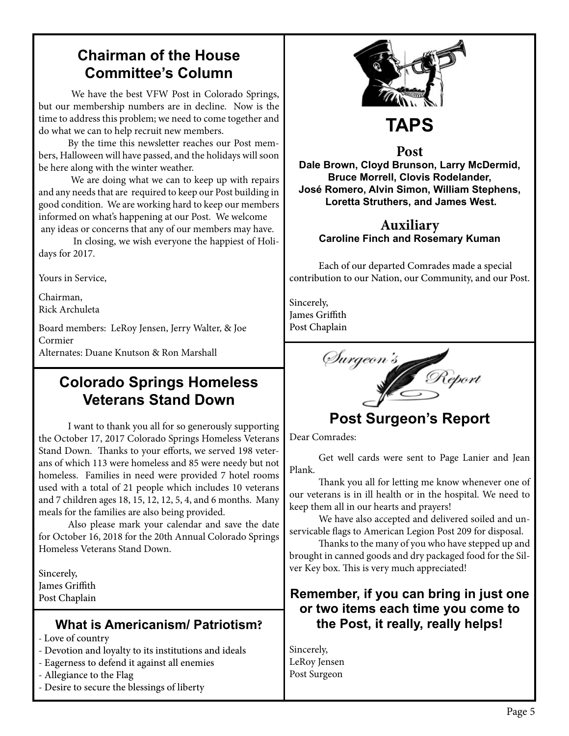## Chairman of the House Committee's Column

We have the best VFW Post in Colorado Springs, but our membership numbers are in decline. Now is the time to address this problem; we need to come together and do what we can to help recruit new members.

By the time this newsletter reaches our Post members, Halloween will have passed, and the holidays will soon be here along with the winter weather.

We are doing what we can to keep up with repairs and any needs that are required to keep our Post building in good condition. We are working hard to keep our members informed on what's happening at our Post. We welcome any ideas or concerns that any of our members may have.

In closing, we wish everyone the happiest of Holidays for 2017.

Yours in Service,

Chairman,
Rick Archuleta

Board members: LeRoy Jensen, Jerry Walter, & Joe Cormier
Alternates: Duane Knutson & Ron Marshall

## Colorado Springs Homeless Veterans Stand Down

I want to thank you all for so generously supporting the October 17, 2017 Colorado Springs Homeless Veterans Stand Down. Thanks to your efforts, we served 198 veterans of which 113 were homeless and 85 were needy but not homeless. Families in need were provided 7 hotel rooms used with a total of 21 people which includes 10 veterans and 7 children ages 18, 15, 12, 12, 5, 4, and 6 months. Many meals for the families are also being provided.

Also please mark your calendar and save the date for October 16, 2018 for the 20th Annual Colorado Springs Homeless Veterans Stand Down.

Sincerely,
James Griffith
Post Chaplain

### What is Americanism/ Patriotism?

- Love of country
- Devotion and loyalty to its institutions and ideals
- Eagerness to defend it against all enemies
- Allegiance to the Flag
- Desire to secure the blessings of liberty

## TAPS

### Post

**Dale Brown, Cloyd Brunson, Larry McDermid, Bruce Morrell, Clovis Rodelander, José Romero, Alvin Simon, William Stephens, Loretta Struthers, and James West.**

### Auxiliary

**Caroline Finch and Rosemary Kuman**

Each of our departed Comrades made a special contribution to our Nation, our Community, and our Post.

Sincerely,
James Griffith
Post Chaplain

*Surgeon's Report*

## Post Surgeon's Report

Dear Comrades:

Get well cards were sent to Page Lanier and Jean Plank.

Thank you all for letting me know whenever one of our veterans is in ill health or in the hospital. We need to keep them all in our hearts and prayers!

We have also accepted and delivered soiled and unservicable flags to American Legion Post 209 for disposal.

Thanks to the many of you who have stepped up and brought in canned goods and dry packaged food for the Silver Key box. This is very much appreciated!

**Remember, if you can bring in just one or two items each time you come to the Post, it really, really helps!**

Sincerely,
LeRoy Jensen
Post Surgeon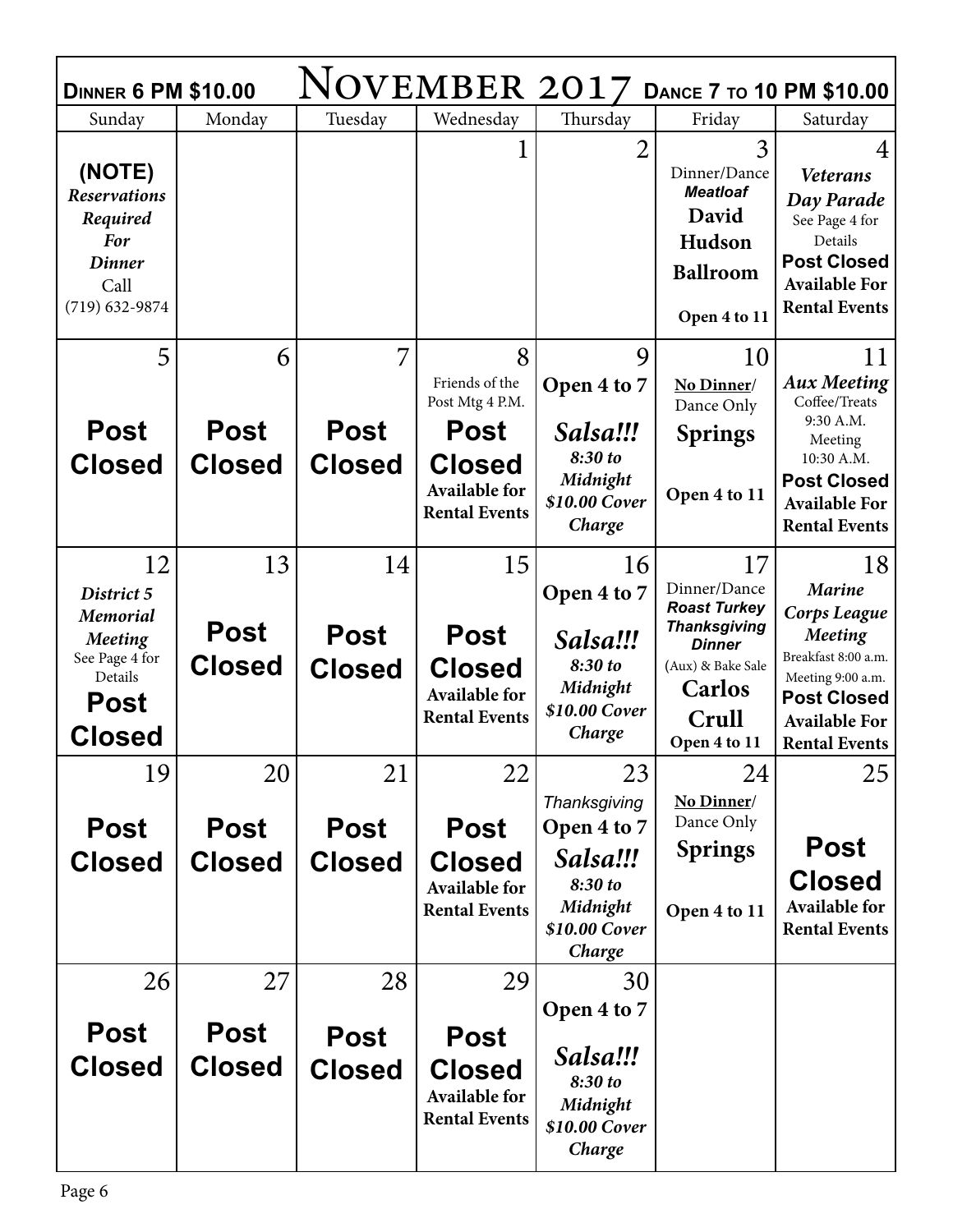# November 2017

**Dinner 6 PM $10.00** | **Dance 7 to 10 PM $10.00**

| Sunday | Monday | Tuesday | Wednesday | Thursday | Friday | Saturday |
|---|---|---|---|---|---|---|
| **(NOTE)** *Reservations Required For Dinner* Call (719) 632-9874 | | | 1 | 2 | 3 Dinner/Dance ***Meatloaf*** **David Hudson Ballroom** **Open 4 to 11** | 4 ***Veterans Day Parade*** See Page 4 for Details **Post Closed** **Available For Rental Events** |
| 5 **Post Closed** | 6 **Post Closed** | 7 **Post Closed** | 8 Friends of the Post Mtg 4 P.M. **Post Closed** **Available for Rental Events** | 9 **Open 4 to 7** ***Salsa!!!*** ***8:30 to Midnight $10.00 Cover Charge*** | 10 **No Dinner/** Dance Only **Springs** **Open 4 to 11** | 11 ***Aux Meeting*** Coffee/Treats 9:30 A.M. Meeting 10:30 A.M. **Post Closed** **Available For Rental Events** |
| 12 ***District 5 Memorial Meeting*** See Page 4 for Details **Post Closed** | 13 **Post Closed** | 14 **Post Closed** | 15 **Post Closed** **Available for Rental Events** | 16 **Open 4 to 7** ***Salsa!!!*** ***8:30 to Midnight $10.00 Cover Charge*** | 17 Dinner/Dance ***Roast Turkey Thanksgiving Dinner*** (Aux) & Bake Sale **Carlos Crull** **Open 4 to 11** | 18 ***Marine Corps League Meeting*** Breakfast 8:00 a.m. Meeting 9:00 a.m. **Post Closed** **Available For Rental Events** |
| 19 **Post Closed** | 20 **Post Closed** | 21 **Post Closed** | 22 **Post Closed** **Available for Rental Events** | 23 *Thanksgiving* **Open 4 to 7** ***Salsa!!!*** ***8:30 to Midnight $10.00 Cover Charge*** | 24 **No Dinner/** Dance Only **Springs** **Open 4 to 11** | 25 **Post Closed** **Available for Rental Events** |
| 26 **Post Closed** | 27 **Post Closed** | 28 **Post Closed** | 29 **Post Closed** **Available for Rental Events** | 30 **Open 4 to 7** ***Salsa!!!*** ***8:30 to Midnight $10.00 Cover Charge*** | | |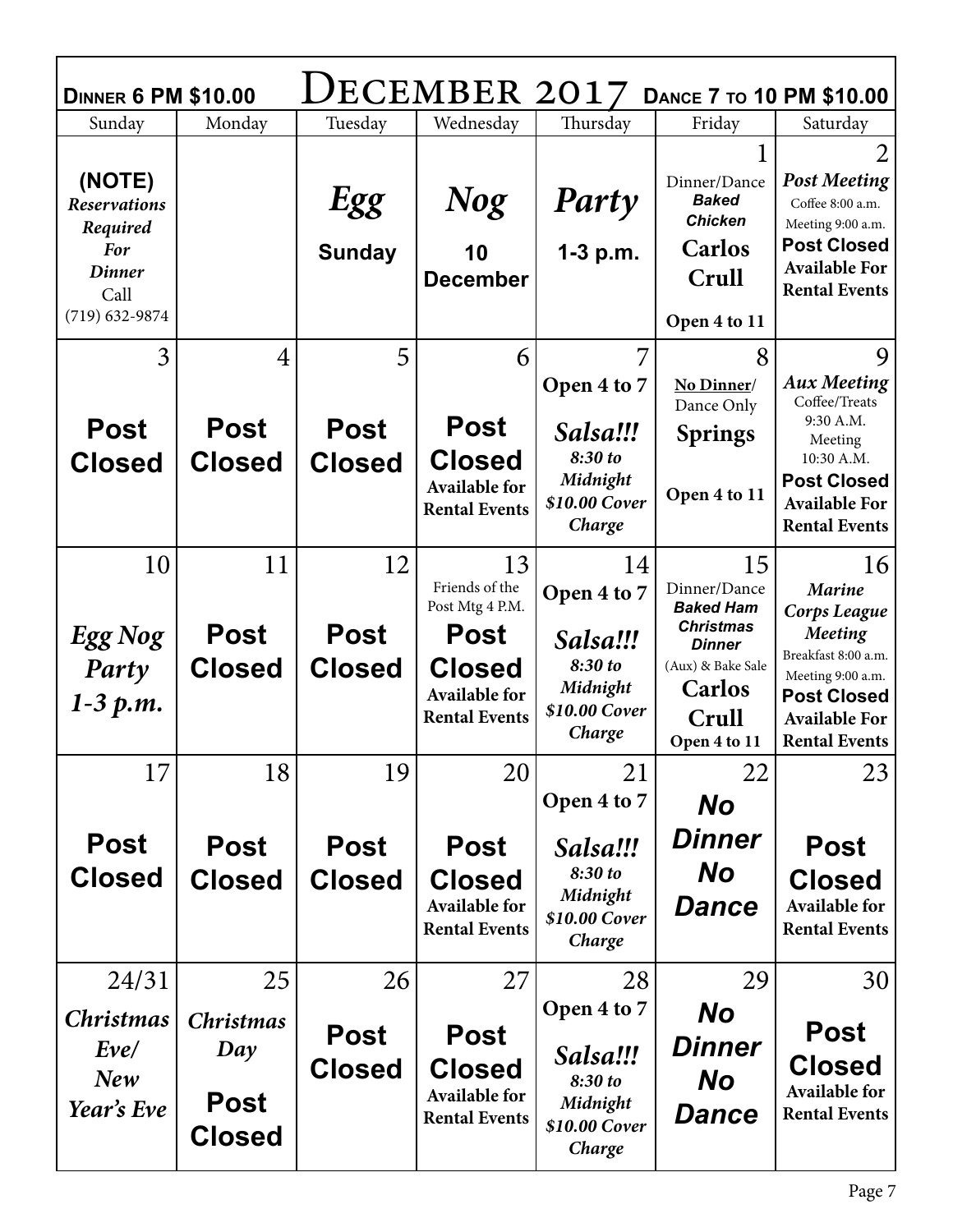# December 2017

**Dinner 6 PM $10.00** | **Dance 7 to 10 PM $10.00**

| Sunday | Monday | Tuesday | Wednesday | Thursday | Friday | Saturday |
|---|---|---|---|---|---|---|
| **(NOTE)** ***Reservations Required For Dinner*** Call (719) 632-9874 | | ***Egg*** **Sunday** | ***Nog*** **10 December** | ***Party*** **1-3 p.m.** | 1 Dinner/Dance ***Baked Chicken*** **Carlos Crull** **Open 4 to 11** | 2 ***Post Meeting*** Coffee 8:00 a.m. Meeting 9:00 a.m. **Post Closed** **Available For Rental Events** |
| 3 **Post Closed** | 4 **Post Closed** | 5 **Post Closed** | 6 **Post Closed** **Available for Rental Events** | 7 **Open 4 to 7** ***Salsa!!!*** ***8:30 to Midnight*** ***$10.00 Cover Charge*** | 8 **No Dinner/** Dance Only **Springs** **Open 4 to 11** | 9 ***Aux Meeting*** Coffee/Treats 9:30 A.M. Meeting 10:30 A.M. **Post Closed** **Available For Rental Events** |
| 10 ***Egg Nog Party 1-3 p.m.*** | 11 **Post Closed** | 12 **Post Closed** | 13 Friends of the Post Mtg 4 P.M. **Post Closed** **Available for Rental Events** | 14 **Open 4 to 7** ***Salsa!!!*** ***8:30 to Midnight*** ***$10.00 Cover Charge*** | 15 Dinner/Dance ***Baked Ham Christmas Dinner*** (Aux) & Bake Sale **Carlos Crull** **Open 4 to 11** | 16 ***Marine Corps League Meeting*** Breakfast 8:00 a.m. Meeting 9:00 a.m. **Post Closed** **Available For Rental Events** |
| 17 **Post Closed** | 18 **Post Closed** | 19 **Post Closed** | 20 **Post Closed** **Available for Rental Events** | 21 **Open 4 to 7** ***Salsa!!!*** ***8:30 to Midnight*** ***$10.00 Cover Charge*** | 22 ***No Dinner No Dance*** | 23 **Post Closed** **Available for Rental Events** |
| 24/31 ***Christmas Eve/ New Year's Eve*** | 25 ***Christmas Day*** **Post Closed** | 26 **Post Closed** | 27 **Post Closed** **Available for Rental Events** | 28 **Open 4 to 7** ***Salsa!!!*** ***8:30 to Midnight*** ***$10.00 Cover Charge*** | 29 ***No Dinner No Dance*** | 30 **Post Closed** **Available for Rental Events** |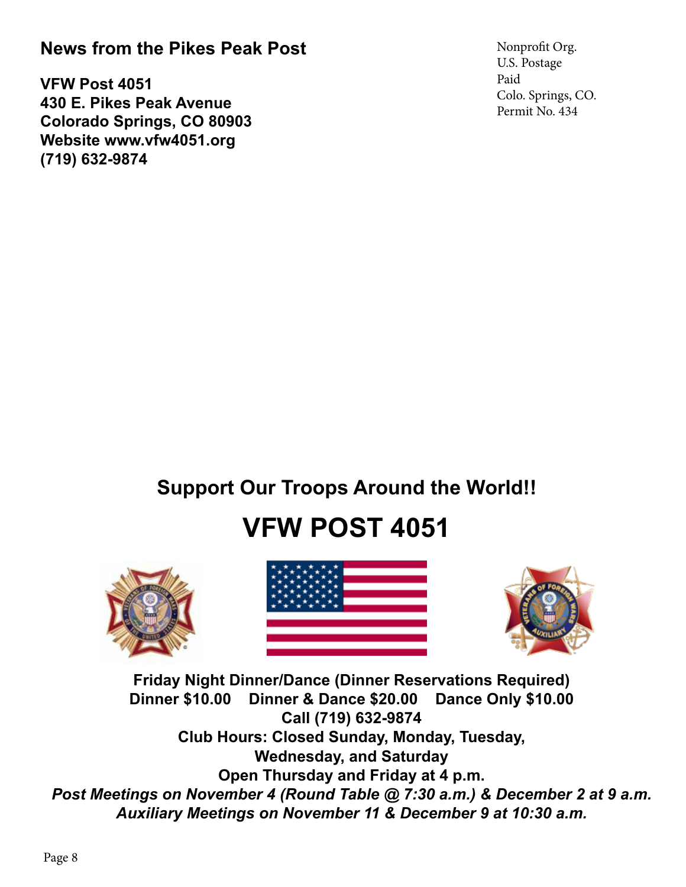**News from the Pikes Peak Post**

**VFW Post 4051**
**430 E. Pikes Peak Avenue**
**Colorado Springs, CO 80903**
**Website www.vfw4051.org**
**(719) 632-9874**

Nonprofit Org.
U.S. Postage
Paid
Colo. Springs, CO.
Permit No. 434

## Support Our Troops Around the World!!

# VFW POST 4051

**Friday Night Dinner/Dance (Dinner Reservations Required)**
**Dinner $10.00 Dinner & Dance $20.00 Dance Only $10.00**
**Call (719) 632-9874**
**Club Hours: Closed Sunday, Monday, Tuesday, Wednesday, and Saturday**
**Open Thursday and Friday at 4 p.m.**
***Post Meetings on November 4 (Round Table @ 7:30 a.m.) & December 2 at 9 a.m.***
***Auxiliary Meetings on November 11 & December 9 at 10:30 a.m.***